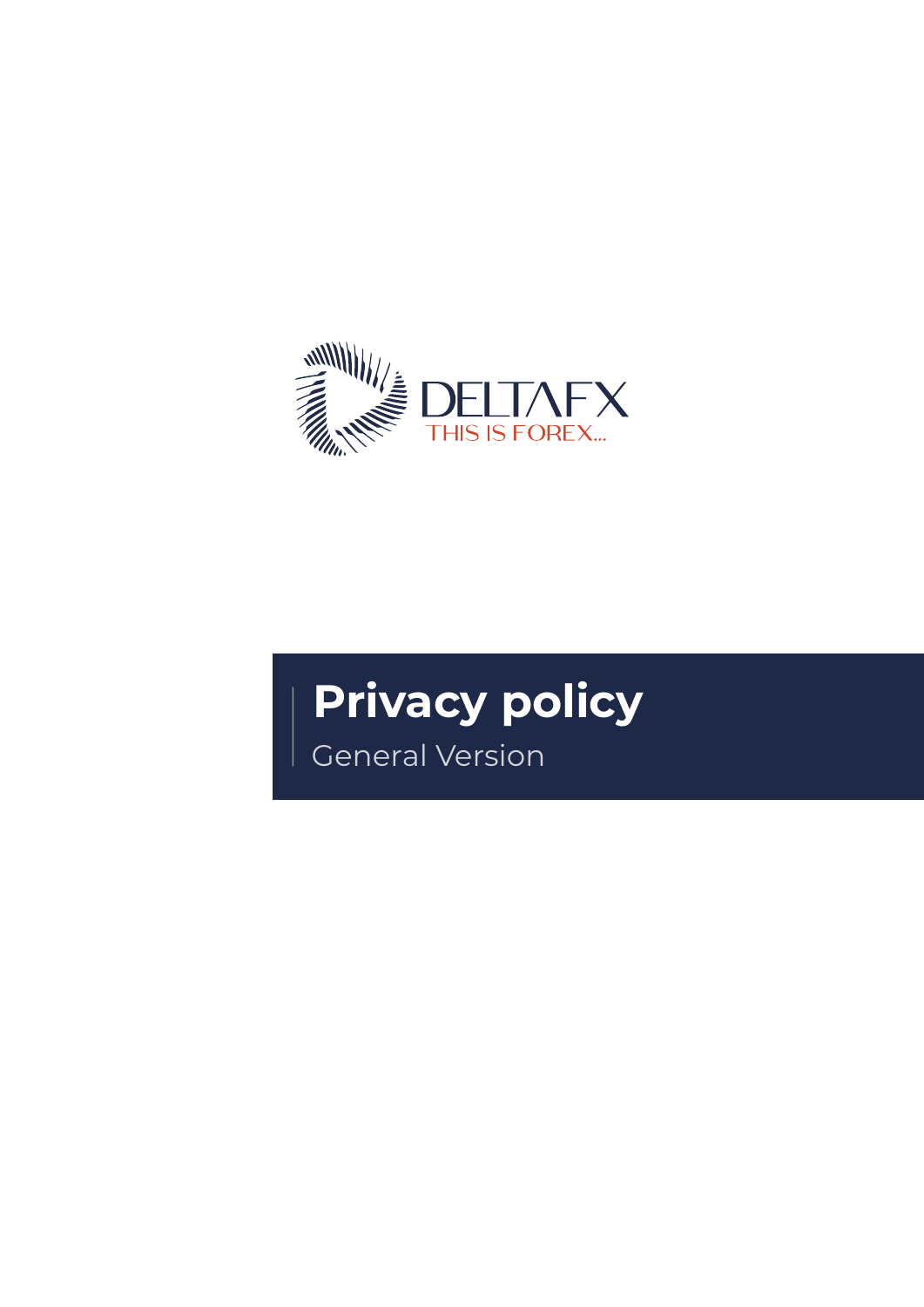DELTAFX

THIS IS FOREX...

# Privacy policy

General Version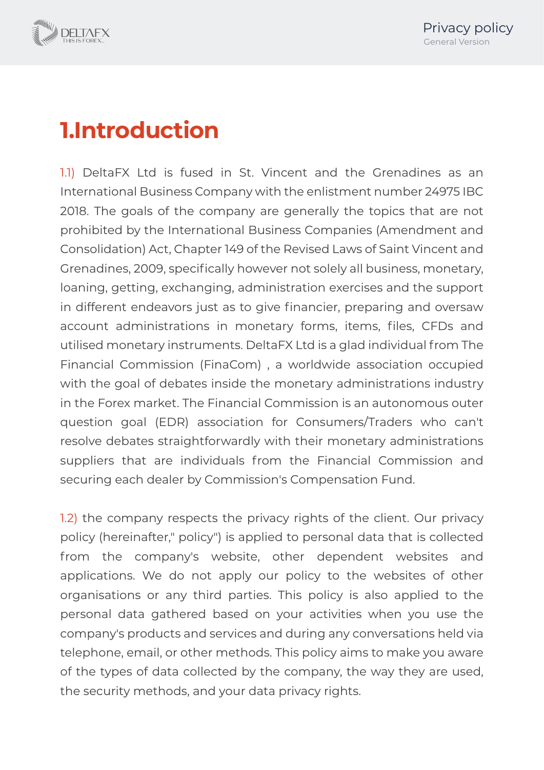# 1.Introduction

1.1) DeltaFX Ltd is fused in St. Vincent and the Grenadines as an International Business Company with the enlistment number 24975 IBC 2018. The goals of the company are generally the topics that are not prohibited by the International Business Companies (Amendment and Consolidation) Act, Chapter 149 of the Revised Laws of Saint Vincent and Grenadines, 2009, specifically however not solely all business, monetary, loaning, getting, exchanging, administration exercises and the support in different endeavors just as to give financier, preparing and oversaw account administrations in monetary forms, items, files, CFDs and utilised monetary instruments. DeltaFX Ltd is a glad individual from The Financial Commission (FinaCom) , a worldwide association occupied with the goal of debates inside the monetary administrations industry in the Forex market. The Financial Commission is an autonomous outer question goal (EDR) association for Consumers/Traders who can't resolve debates straightforwardly with their monetary administrations suppliers that are individuals from the Financial Commission and securing each dealer by Commission's Compensation Fund.

1.2) the company respects the privacy rights of the client. Our privacy policy (hereinafter," policy") is applied to personal data that is collected from the company's website, other dependent websites and applications. We do not apply our policy to the websites of other organisations or any third parties. This policy is also applied to the personal data gathered based on your activities when you use the company's products and services and during any conversations held via telephone, email, or other methods. This policy aims to make you aware of the types of data collected by the company, the way they are used, the security methods, and your data privacy rights.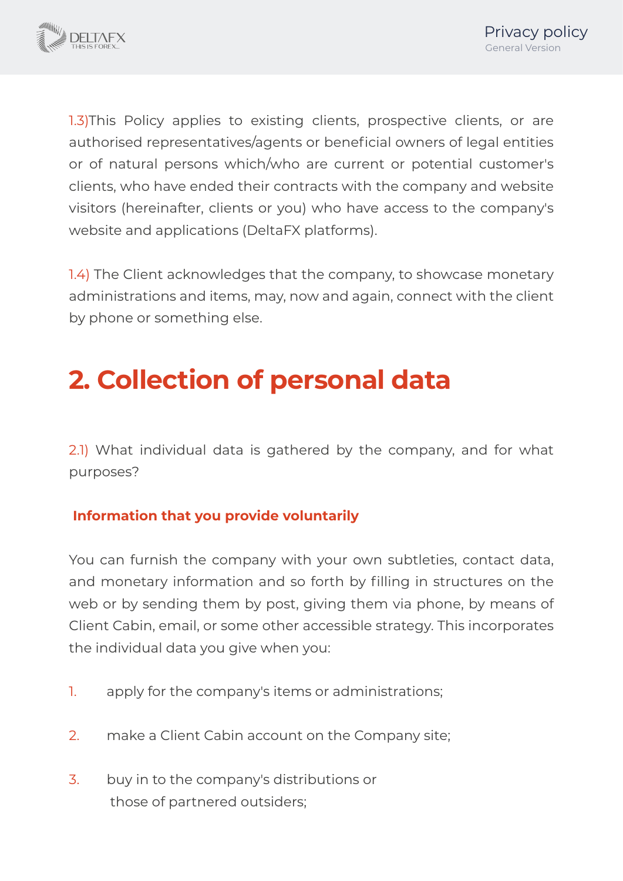1.3)This Policy applies to existing clients, prospective clients, or are authorised representatives/agents or beneficial owners of legal entities or of natural persons which/who are current or potential customer's clients, who have ended their contracts with the company and website visitors (hereinafter, clients or you) who have access to the company's website and applications (DeltaFX platforms).

1.4) The Client acknowledges that the company, to showcase monetary administrations and items, may, now and again, connect with the client by phone or something else.

# 2. Collection of personal data

2.1) What individual data is gathered by the company, and for what purposes?

**Information that you provide voluntarily**

You can furnish the company with your own subtleties, contact data, and monetary information and so forth by filling in structures on the web or by sending them by post, giving them via phone, by means of Client Cabin, email, or some other accessible strategy. This incorporates the individual data you give when you:

1. apply for the company's items or administrations;
2. make a Client Cabin account on the Company site;
3. buy in to the company's distributions or those of partnered outsiders;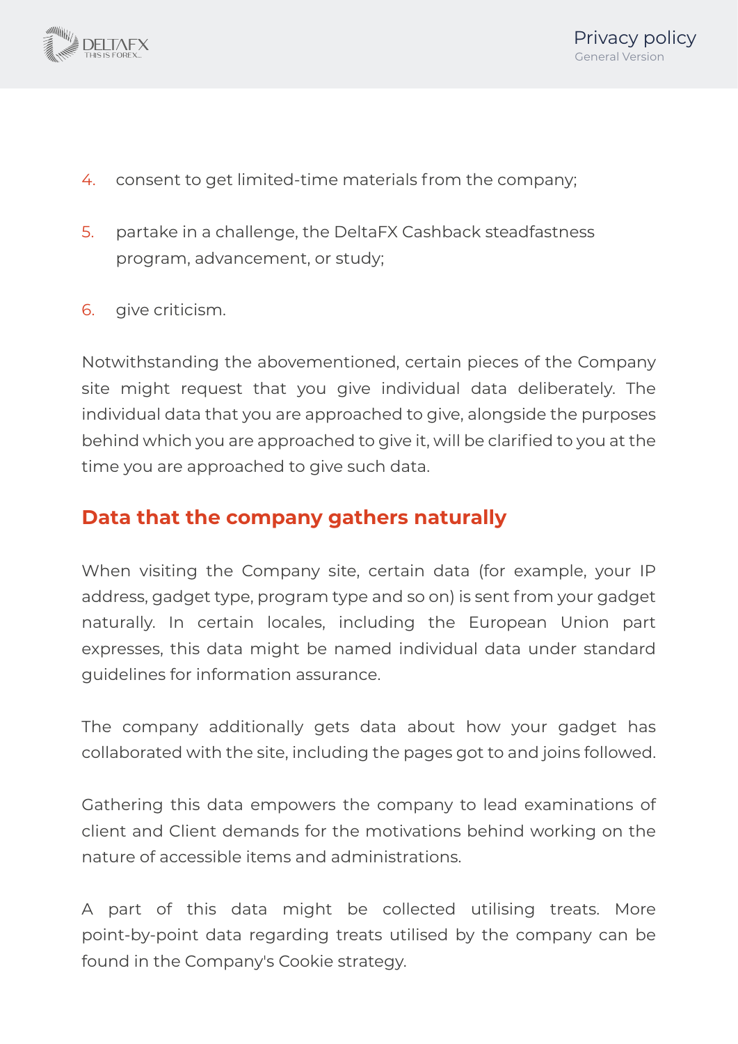4. consent to get limited-time materials from the company;
5. partake in a challenge, the DeltaFX Cashback steadfastness program, advancement, or study;
6. give criticism.

Notwithstanding the abovementioned, certain pieces of the Company site might request that you give individual data deliberately. The individual data that you are approached to give, alongside the purposes behind which you are approached to give it, will be clarified to you at the time you are approached to give such data.

## Data that the company gathers naturally

When visiting the Company site, certain data (for example, your IP address, gadget type, program type and so on) is sent from your gadget naturally. In certain locales, including the European Union part expresses, this data might be named individual data under standard guidelines for information assurance.

The company additionally gets data about how your gadget has collaborated with the site, including the pages got to and joins followed.

Gathering this data empowers the company to lead examinations of client and Client demands for the motivations behind working on the nature of accessible items and administrations.

A part of this data might be collected utilising treats. More point-by-point data regarding treats utilised by the company can be found in the Company's Cookie strategy.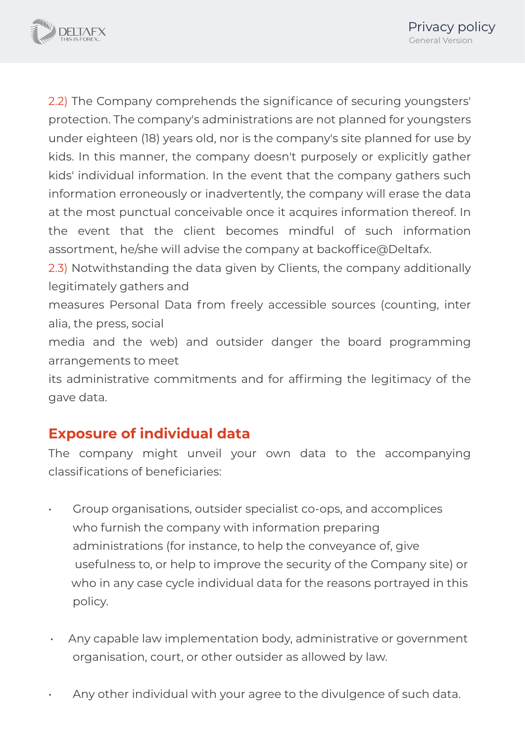2.2) The Company comprehends the significance of securing youngsters' protection. The company's administrations are not planned for youngsters under eighteen (18) years old, nor is the company's site planned for use by kids. In this manner, the company doesn't purposely or explicitly gather kids' individual information. In the event that the company gathers such information erroneously or inadvertently, the company will erase the data at the most punctual conceivable once it acquires information thereof. In the event that the client becomes mindful of such information assortment, he/she will advise the company at backoffice@Deltafx.

2.3) Notwithstanding the data given by Clients, the company additionally legitimately gathers and measures Personal Data from freely accessible sources (counting, inter alia, the press, social media and the web) and outsider danger the board programming arrangements to meet its administrative commitments and for affirming the legitimacy of the gave data.

## Exposure of individual data

The company might unveil your own data to the accompanying classifications of beneficiaries:

- Group organisations, outsider specialist co-ops, and accomplices who furnish the company with information preparing administrations (for instance, to help the conveyance of, give usefulness to, or help to improve the security of the Company site) or who in any case cycle individual data for the reasons portrayed in this policy.
- Any capable law implementation body, administrative or government organisation, court, or other outsider as allowed by law.
- Any other individual with your agree to the divulgence of such data.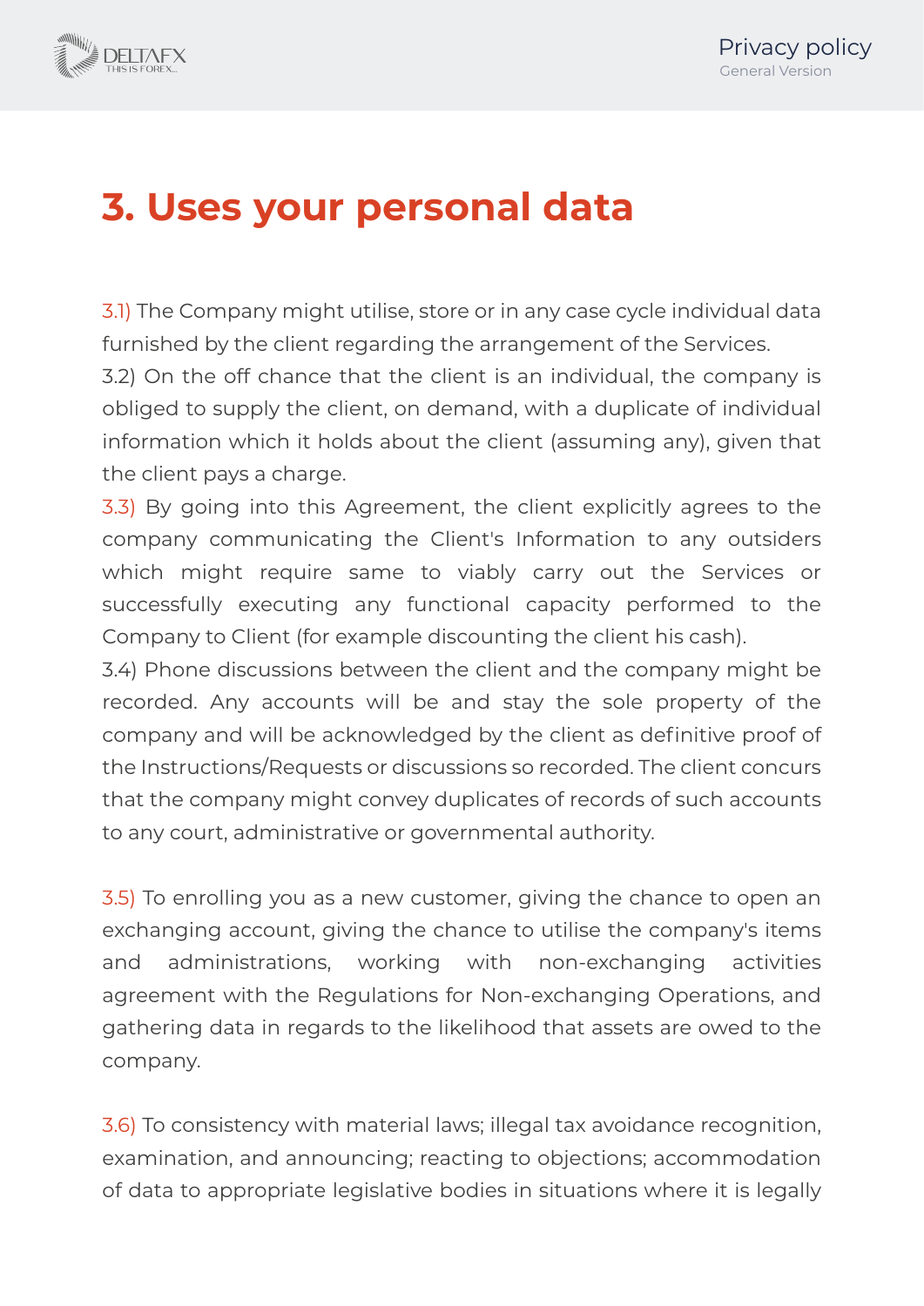# 3. Uses your personal data

3.1) The Company might utilise, store or in any case cycle individual data furnished by the client regarding the arrangement of the Services.
3.2) On the off chance that the client is an individual, the company is obliged to supply the client, on demand, with a duplicate of individual information which it holds about the client (assuming any), given that the client pays a charge.
3.3) By going into this Agreement, the client explicitly agrees to the company communicating the Client's Information to any outsiders which might require same to viably carry out the Services or successfully executing any functional capacity performed to the Company to Client (for example discounting the client his cash).
3.4) Phone discussions between the client and the company might be recorded. Any accounts will be and stay the sole property of the company and will be acknowledged by the client as definitive proof of the Instructions/Requests or discussions so recorded. The client concurs that the company might convey duplicates of records of such accounts to any court, administrative or governmental authority.

3.5) To enrolling you as a new customer, giving the chance to open an exchanging account, giving the chance to utilise the company's items and administrations, working with non-exchanging activities agreement with the Regulations for Non-exchanging Operations, and gathering data in regards to the likelihood that assets are owed to the company.

3.6) To consistency with material laws; illegal tax avoidance recognition, examination, and announcing; reacting to objections; accommodation of data to appropriate legislative bodies in situations where it is legally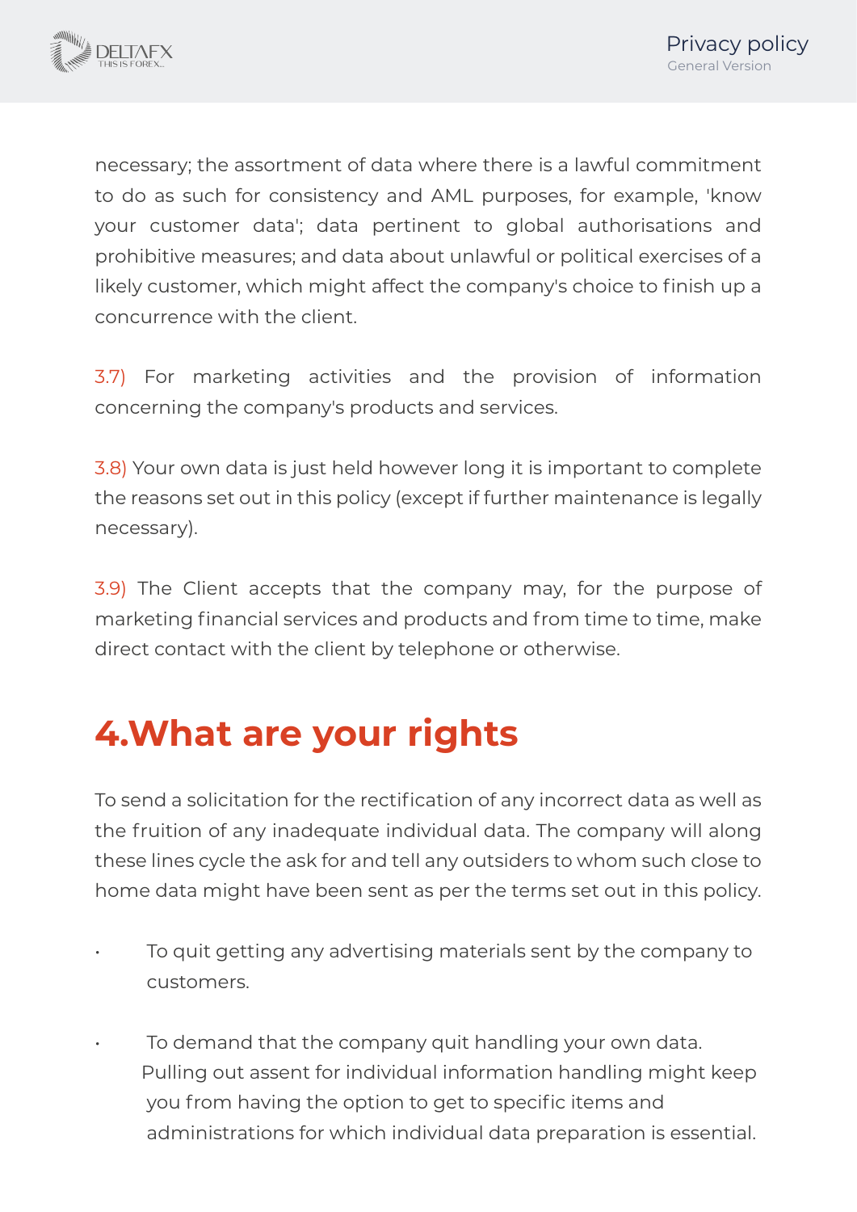necessary; the assortment of data where there is a lawful commitment to do as such for consistency and AML purposes, for example, 'know your customer data'; data pertinent to global authorisations and prohibitive measures; and data about unlawful or political exercises of a likely customer, which might affect the company's choice to finish up a concurrence with the client.

3.7) For marketing activities and the provision of information concerning the company's products and services.

3.8) Your own data is just held however long it is important to complete the reasons set out in this policy (except if further maintenance is legally necessary).

3.9) The Client accepts that the company may, for the purpose of marketing financial services and products and from time to time, make direct contact with the client by telephone or otherwise.

# 4.What are your rights

To send a solicitation for the rectification of any incorrect data as well as the fruition of any inadequate individual data. The company will along these lines cycle the ask for and tell any outsiders to whom such close to home data might have been sent as per the terms set out in this policy.

- To quit getting any advertising materials sent by the company to customers.
- To demand that the company quit handling your own data. Pulling out assent for individual information handling might keep you from having the option to get to specific items and administrations for which individual data preparation is essential.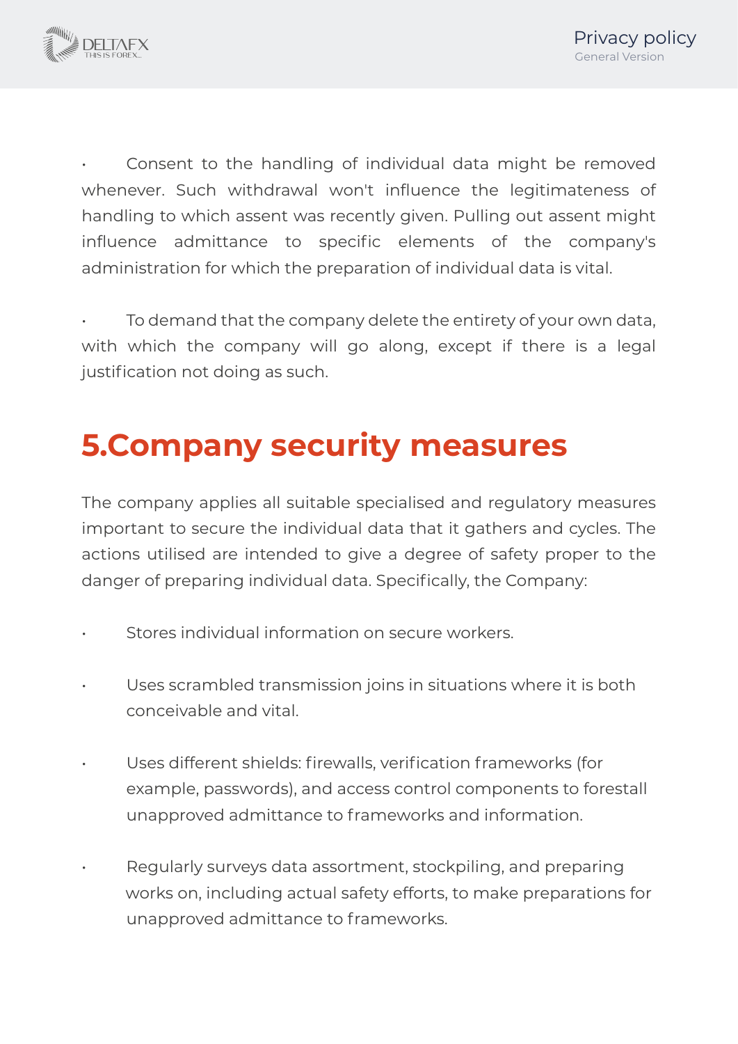- Consent to the handling of individual data might be removed whenever. Such withdrawal won't influence the legitimateness of handling to which assent was recently given. Pulling out assent might influence admittance to specific elements of the company's administration for which the preparation of individual data is vital.

- To demand that the company delete the entirety of your own data, with which the company will go along, except if there is a legal justification not doing as such.

## 5.Company security measures

The company applies all suitable specialised and regulatory measures important to secure the individual data that it gathers and cycles. The actions utilised are intended to give a degree of safety proper to the danger of preparing individual data. Specifically, the Company:

- Stores individual information on secure workers.

- Uses scrambled transmission joins in situations where it is both conceivable and vital.

- Uses different shields: firewalls, verification frameworks (for example, passwords), and access control components to forestall unapproved admittance to frameworks and information.

- Regularly surveys data assortment, stockpiling, and preparing works on, including actual safety efforts, to make preparations for unapproved admittance to frameworks.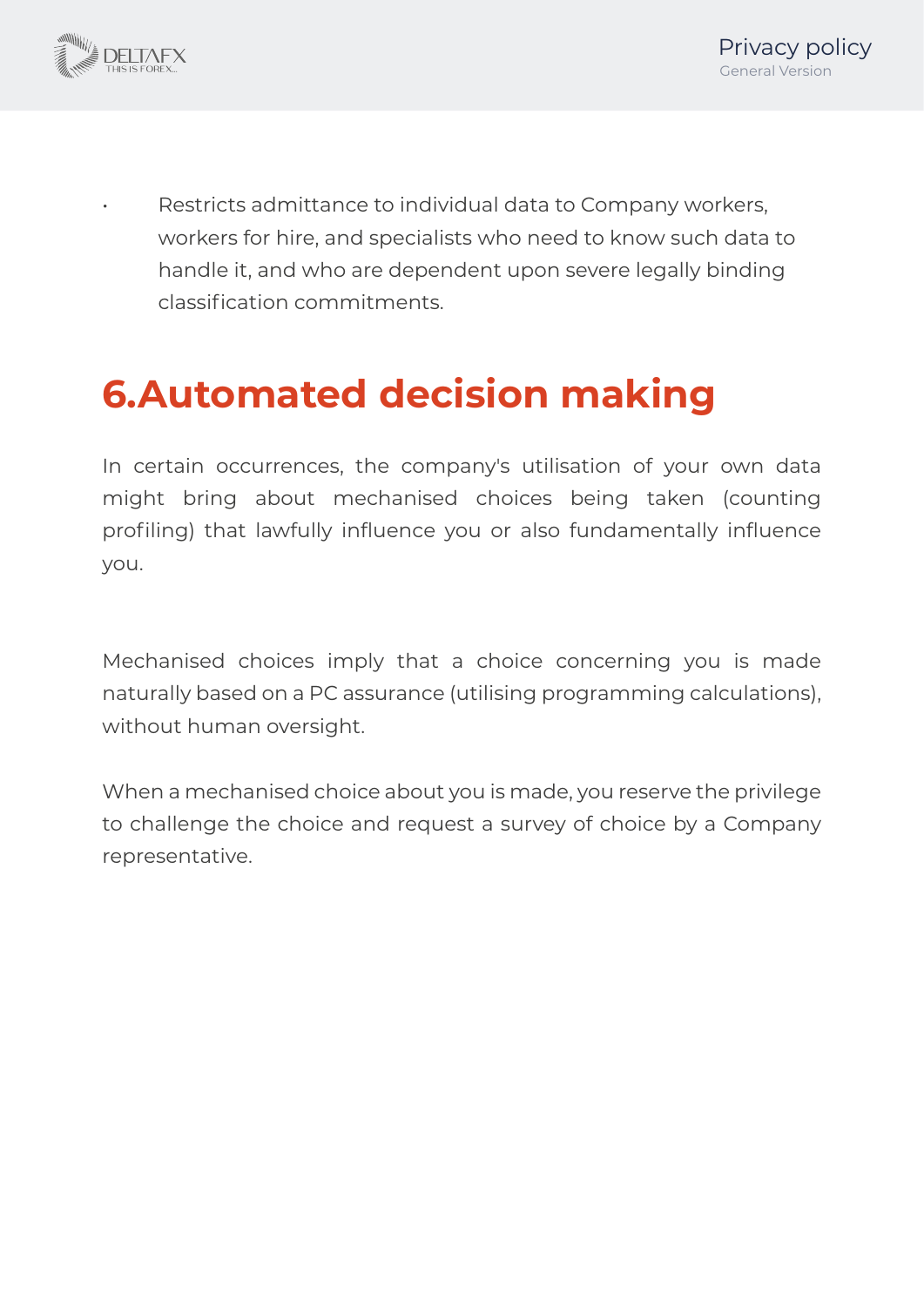- Restricts admittance to individual data to Company workers, workers for hire, and specialists who need to know such data to handle it, and who are dependent upon severe legally binding classification commitments.

# 6.Automated decision making

In certain occurrences, the company's utilisation of your own data might bring about mechanised choices being taken (counting profiling) that lawfully influence you or also fundamentally influence you.

Mechanised choices imply that a choice concerning you is made naturally based on a PC assurance (utilising programming calculations), without human oversight.

When a mechanised choice about you is made, you reserve the privilege to challenge the choice and request a survey of choice by a Company representative.